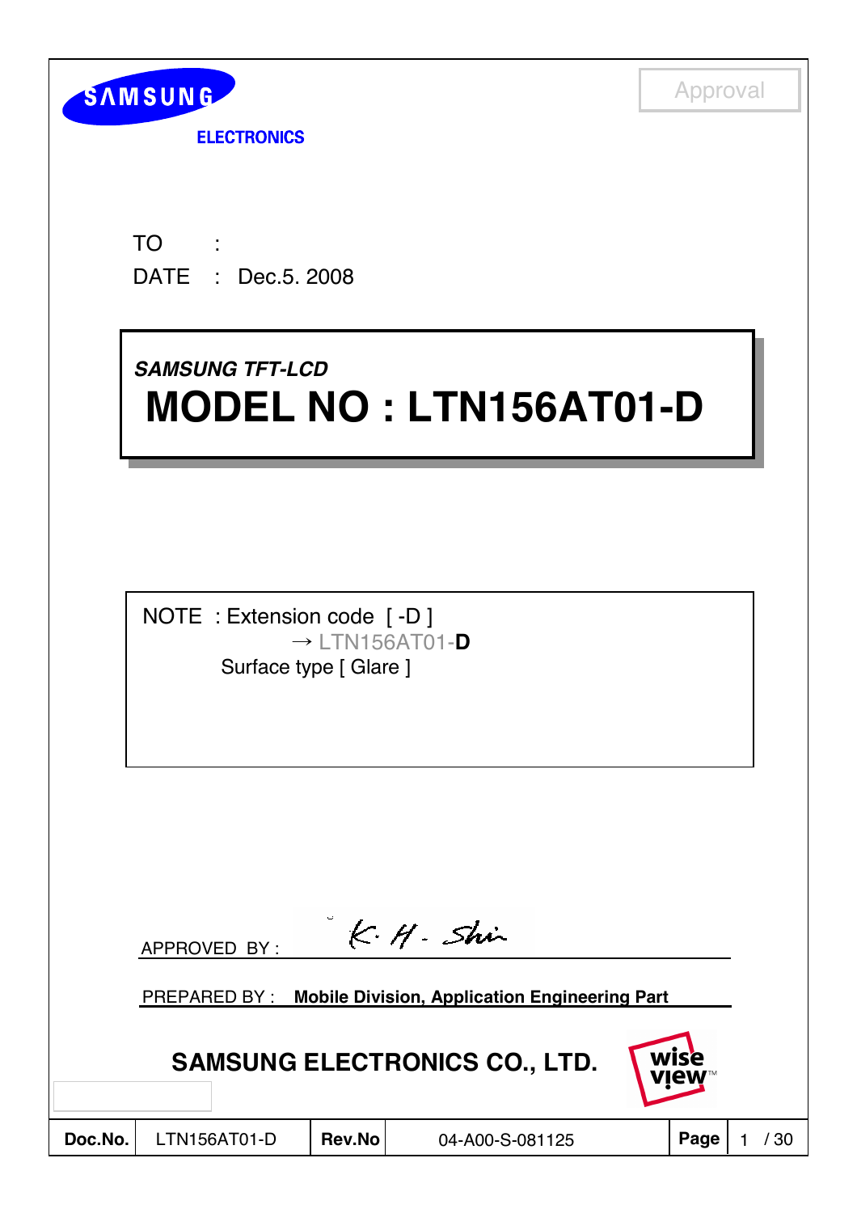SAMSUNG

ELECTRONICS

Approval

TO :

DATE : Dec.5. 2008

***SAMSUNG TFT-LCD***

# MODEL NO : LTN156AT01-D

NOTE : Extension code [ -D ]

→ LTN156AT01-**D**

Surface type [ Glare ]

APPROVED BY : K. H. Shin

PREPARED BY : **Mobile Division, Application Engineering Part**

**SAMSUNG ELECTRONICS CO., LTD.**

wise view™

| **Doc.No.** | LTN156AT01-D | **Rev.No** | 04-A00-S-081125 | **Page** | 1 / 30 |
|---|---|---|---|---|---|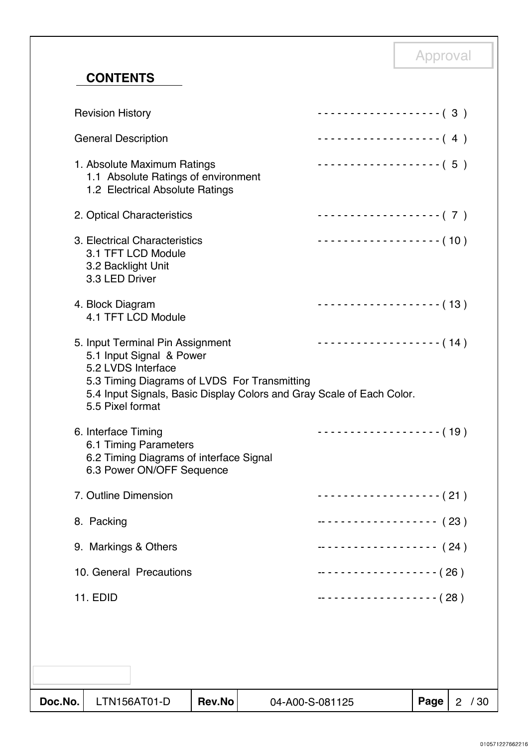Approval

## CONTENTS

Revision History ------------------- ( 3 )

General Description ------------------- ( 4 )

1. Absolute Maximum Ratings ------------------- ( 5 )
   - 1.1 Absolute Ratings of environment
   - 1.2 Electrical Absolute Ratings

2. Optical Characteristics ------------------- ( 7 )

3. Electrical Characteristics ------------------- ( 10 )
   - 3.1 TFT LCD Module
   - 3.2 Backlight Unit
   - 3.3 LED Driver

4. Block Diagram ------------------- ( 13 )
   - 4.1 TFT LCD Module

5. Input Terminal Pin Assignment ------------------- ( 14 )
   - 5.1 Input Signal & Power
   - 5.2 LVDS Interface
   - 5.3 Timing Diagrams of LVDS For Transmitting
   - 5.4 Input Signals, Basic Display Colors and Gray Scale of Each Color.
   - 5.5 Pixel format

6. Interface Timing ------------------- ( 19 )
   - 6.1 Timing Parameters
   - 6.2 Timing Diagrams of interface Signal
   - 6.3 Power ON/OFF Sequence

7. Outline Dimension ------------------- ( 21 )

8. Packing ------------------- ( 23 )

9. Markings & Others ------------------- ( 24 )

10. General Precautions ------------------- ( 26 )

11. EDID ------------------- ( 28 )

| Doc.No. | LTN156AT01-D | Rev.No | 04-A00-S-081125 | Page | 2 / 30 |
|---|---|---|---|---|---|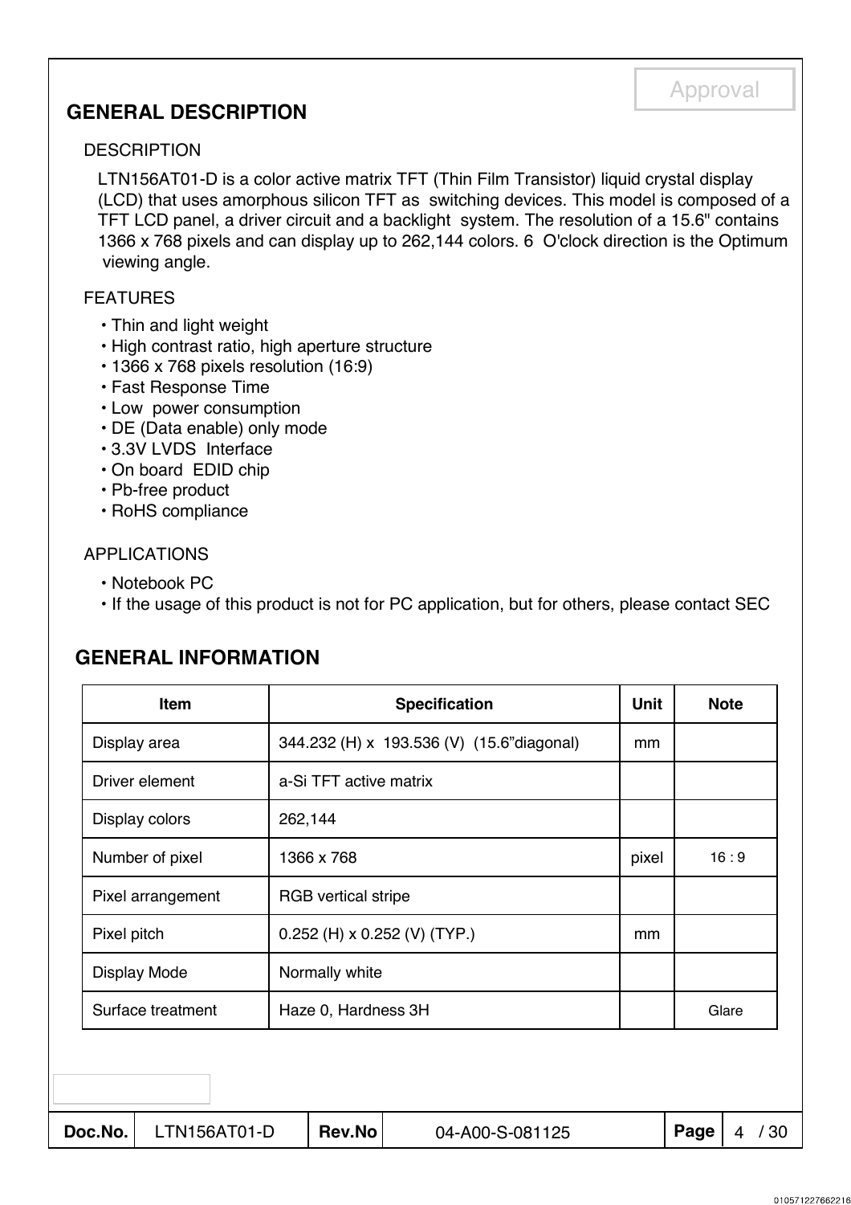## GENERAL DESCRIPTION

### DESCRIPTION

LTN156AT01-D is a color active matrix TFT (Thin Film Transistor) liquid crystal display (LCD) that uses amorphous silicon TFT as switching devices. This model is composed of a TFT LCD panel, a driver circuit and a backlight system. The resolution of a 15.6" contains 1366 x 768 pixels and can display up to 262,144 colors. 6 O'clock direction is the Optimum viewing angle.

### FEATURES

- Thin and light weight
- High contrast ratio, high aperture structure
- 1366 x 768 pixels resolution (16:9)
- Fast Response Time
- Low power consumption
- DE (Data enable) only mode
- 3.3V LVDS Interface
- On board EDID chip
- Pb-free product
- RoHS compliance

### APPLICATIONS

- Notebook PC
- If the usage of this product is not for PC application, but for others, please contact SEC

## GENERAL INFORMATION

| Item | Specification | Unit | Note |
|---|---|---|---|
| Display area | 344.232 (H) x 193.536 (V) (15.6"diagonal) | mm | |
| Driver element | a-Si TFT active matrix | | |
| Display colors | 262,144 | | |
| Number of pixel | 1366 x 768 | pixel | 16 : 9 |
| Pixel arrangement | RGB vertical stripe | | |
| Pixel pitch | 0.252 (H) x 0.252 (V) (TYP.) | mm | |
| Display Mode | Normally white | | |
| Surface treatment | Haze 0, Hardness 3H | | Glare |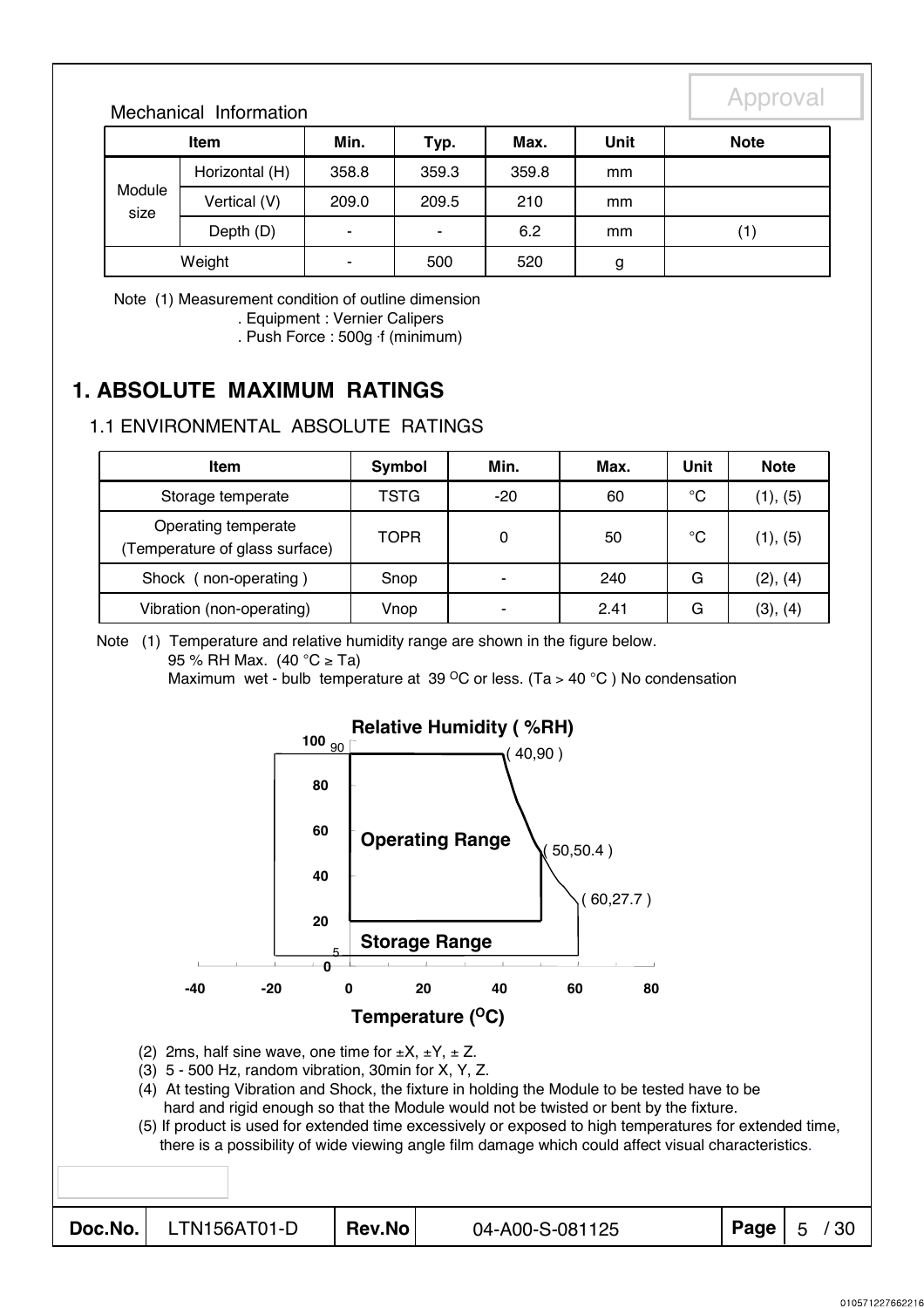Mechanical Information

| Item | | Min. | Typ. | Max. | Unit | Note |
|---|---|---|---|---|---|---|
| Module size | Horizontal (H) | 358.8 | 359.3 | 359.8 | mm | |
| | Vertical (V) | 209.0 | 209.5 | 210 | mm | |
| | Depth (D) | - | - | 6.2 | mm | (1) |
| Weight | | - | 500 | 520 | g | |

Note (1) Measurement condition of outline dimension
. Equipment : Vernier Calipers
. Push Force : 500g ·f (minimum)

# 1. ABSOLUTE MAXIMUM RATINGS

## 1.1 ENVIRONMENTAL ABSOLUTE RATINGS

| Item | Symbol | Min. | Max. | Unit | Note |
|---|---|---|---|---|---|
| Storage temperate | TSTG | -20 | 60 | °C | (1), (5) |
| Operating temperate (Temperature of glass surface) | TOPR | 0 | 50 | °C | (1), (5) |
| Shock ( non-operating ) | Snop | - | 240 | G | (2), (4) |
| Vibration (non-operating) | Vnop | - | 2.41 | G | (3), (4) |

Note (1) Temperature and relative humidity range are shown in the figure below.
95 % RH Max. (40 °C ≥ Ta)
Maximum wet - bulb temperature at 39 °C or less. (Ta > 40 °C ) No condensation

Relative Humidity ( %RH)

( 40,90 )

( 50,50.4 )

( 60,27.7 )

Operating Range

Storage Range

Temperature (°C)

(2) 2ms, half sine wave, one time for ±X, ±Y, ± Z.
(3) 5 - 500 Hz, random vibration, 30min for X, Y, Z.
(4) At testing Vibration and Shock, the fixture in holding the Module to be tested have to be hard and rigid enough so that the Module would not be twisted or bent by the fixture.
(5) If product is used for extended time excessively or exposed to high temperatures for extended time, there is a possibility of wide viewing angle film damage which could affect visual characteristics.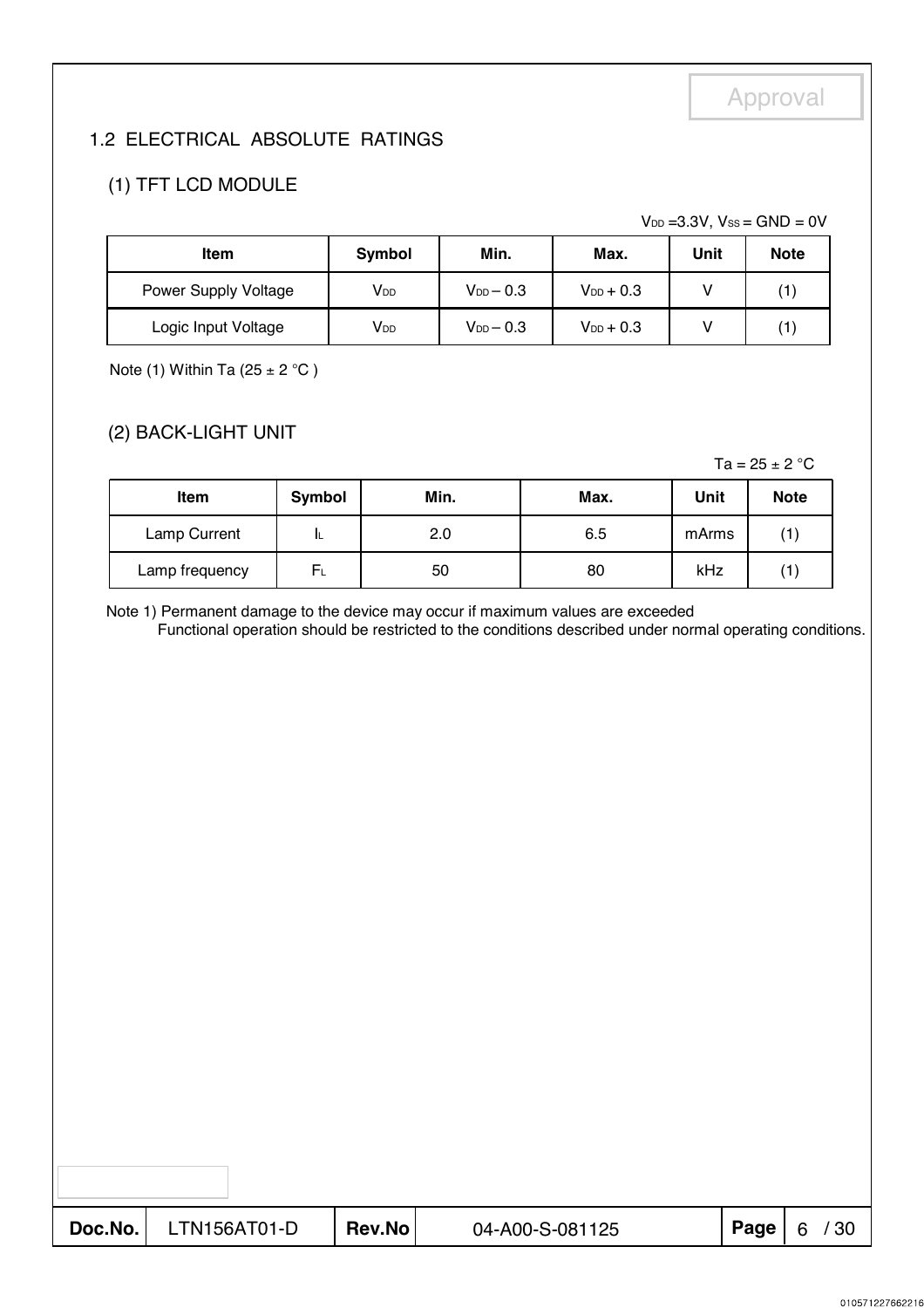## 1.2 ELECTRICAL ABSOLUTE RATINGS

### (1) TFT LCD MODULE

$V_{DD}$ =3.3V, $V_{SS}$ = GND = 0V

| Item | Symbol | Min. | Max. | Unit | Note |
|---|---|---|---|---|---|
| Power Supply Voltage | $V_{DD}$ | $V_{DD}$ – 0.3 | $V_{DD}$ + 0.3 | V | (1) |
| Logic Input Voltage | $V_{DD}$ | $V_{DD}$ – 0.3 | $V_{DD}$ + 0.3 | V | (1) |

Note (1) Within Ta (25 ± 2 °C )

### (2) BACK-LIGHT UNIT

Ta = 25 ± 2 °C

| Item | Symbol | Min. | Max. | Unit | Note |
|---|---|---|---|---|---|
| Lamp Current | $I_L$ | 2.0 | 6.5 | mArms | (1) |
| Lamp frequency | $F_L$ | 50 | 80 | kHz | (1) |

Note 1) Permanent damage to the device may occur if maximum values are exceeded
Functional operation should be restricted to the conditions described under normal operating conditions.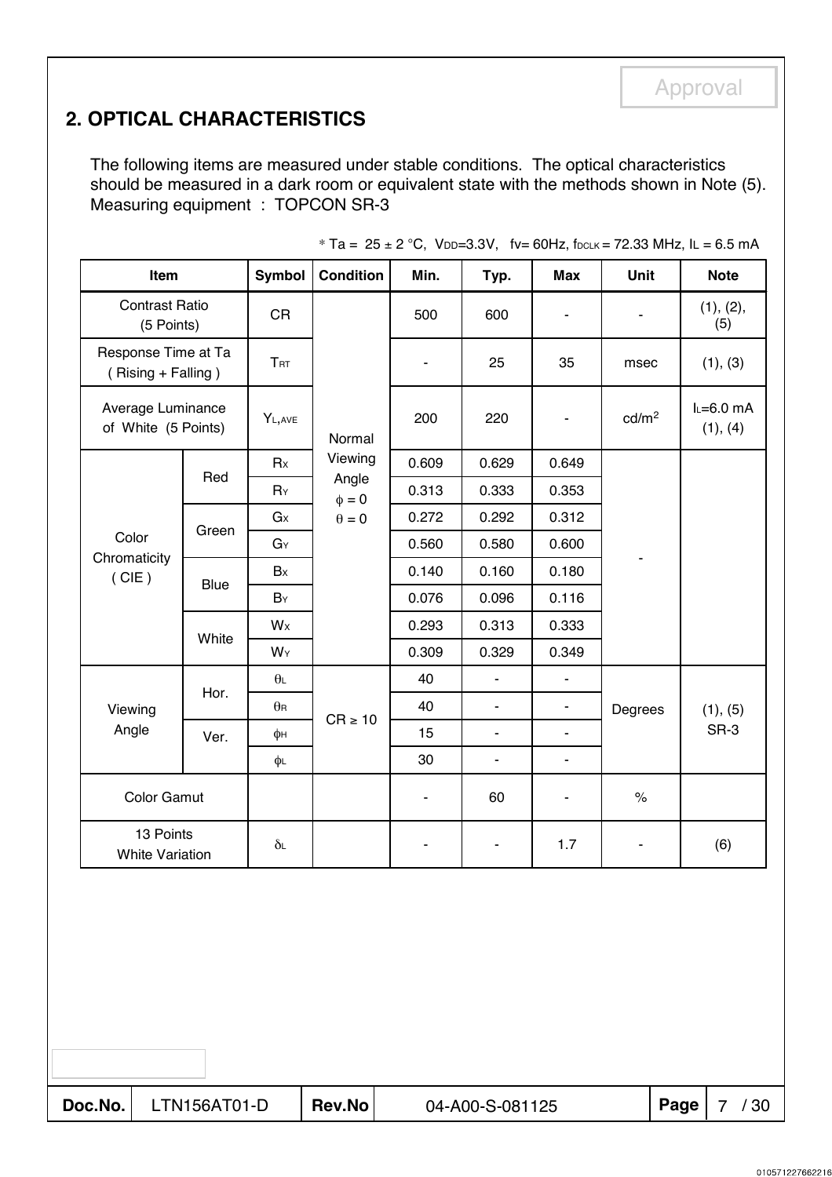Approval

## 2. OPTICAL CHARACTERISTICS

The following items are measured under stable conditions. The optical characteristics should be measured in a dark room or equivalent state with the methods shown in Note (5).
Measuring equipment : TOPCON SR-3

* Ta = 25 ± 2 °C, $V_{DD}$=3.3V, fv= 60Hz, $f_{DCLK}$ = 72.33 MHz, $I_L$ = 6.5 mA

| Item | | Symbol | Condition | Min. | Typ. | Max | Unit | Note |
|---|---|---|---|---|---|---|---|---|
| Contrast Ratio (5 Points) | | CR | Normal Viewing Angle $\phi$ = 0 $\theta$ = 0 | 500 | 600 | - | - | (1), (2), (5) |
| Response Time at Ta ( Rising + Falling ) | | $T_{RT}$ | | - | 25 | 35 | msec | (1), (3) |
| Average Luminance of White (5 Points) | | $Y_{L,AVE}$ | | 200 | 220 | - | cd/m² | $I_L$=6.0 mA (1), (4) |
| Color Chromaticity ( CIE ) | Red | $R_X$ | | 0.609 | 0.629 | 0.649 | - | |
| | | $R_Y$ | | 0.313 | 0.333 | 0.353 | | |
| | Green | $G_X$ | | 0.272 | 0.292 | 0.312 | | |
| | | $G_Y$ | | 0.560 | 0.580 | 0.600 | | |
| | Blue | $B_X$ | | 0.140 | 0.160 | 0.180 | | |
| | | $B_Y$ | | 0.076 | 0.096 | 0.116 | | |
| | White | $W_X$ | | 0.293 | 0.313 | 0.333 | | |
| | | $W_Y$ | | 0.309 | 0.329 | 0.349 | | |
| Viewing Angle | Hor. | $\theta_L$ | CR ≥ 10 | 40 | - | - | Degrees | (1), (5) SR-3 |
| | | $\theta_R$ | | 40 | - | - | | |
| | Ver. | $\phi_H$ | | 15 | - | - | | |
| | | $\phi_L$ | | 30 | - | - | | |
| Color Gamut | | | | - | 60 | - | % | |
| 13 Points White Variation | | $\delta_L$ | | - | - | 1.7 | - | (6) |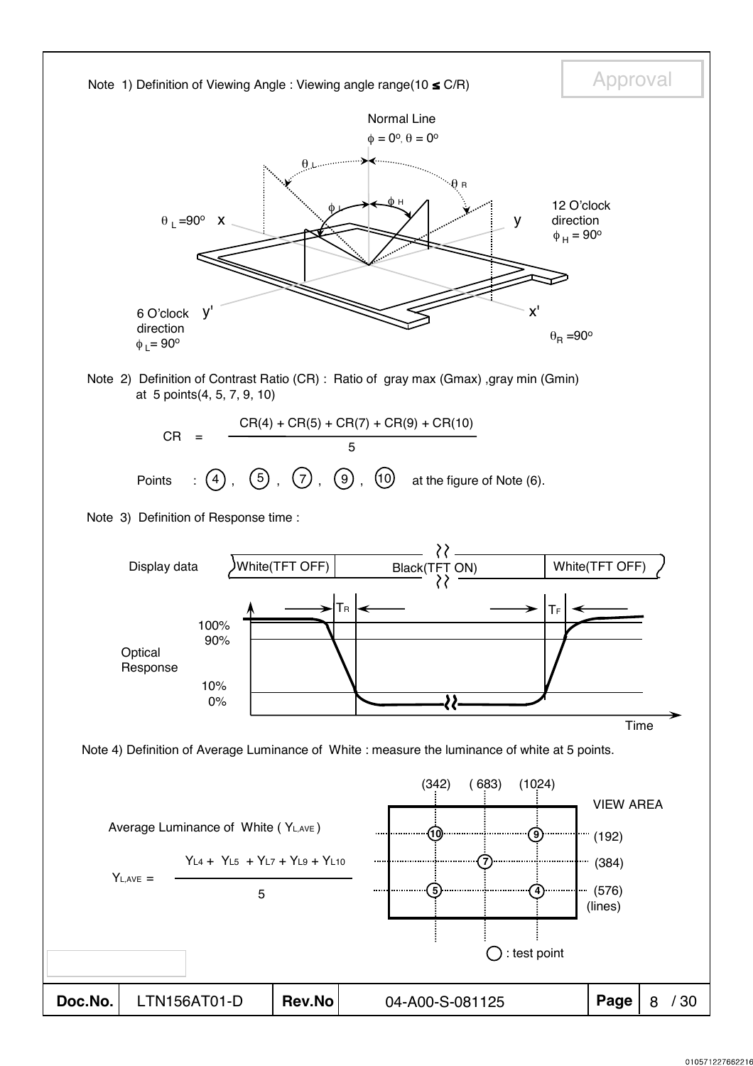Note 1) Definition of Viewing Angle : Viewing angle range(10 ≤ C/R)

Normal Line

$\phi = 0^o, \theta = 0^o$

$\theta_L = 90^o$ x　　　y　12 O'clock direction $\phi_H = 90^o$

6 O'clock direction $\phi_L = 90^o$　y'　　　x'　$\theta_R = 90^o$

Note 2) Definition of Contrast Ratio (CR) : Ratio of gray max (Gmax) ,gray min (Gmin) at 5 points(4, 5, 7, 9, 10)

$$CR = \frac{CR(4) + CR(5) + CR(7) + CR(9) + CR(10)}{5}$$

Points : (4) , (5) , (7) , (9) , (10) at the figure of Note (6).

Note 3) Definition of Response time :

Display data: White(TFT OFF) | Black(TFT ON) | White(TFT OFF)

Optical Response: 100%, 90%, 10%, 0%; $T_R$, $T_F$; Time

Note 4) Definition of Average Luminance of White : measure the luminance of white at 5 points.

Average Luminance of White ( $Y_{L,AVE}$ )

$$Y_{L,AVE} = \frac{Y_{L4} + Y_{L5} + Y_{L7} + Y_{L9} + Y_{L10}}{5}$$

VIEW AREA: columns (342), (683), (1024); lines (192), (384), (576)

○ : test point

| Doc.No. | LTN156AT01-D | Rev.No | 04-A00-S-081125 | Page | 8 / 30 |
|---|---|---|---|---|---|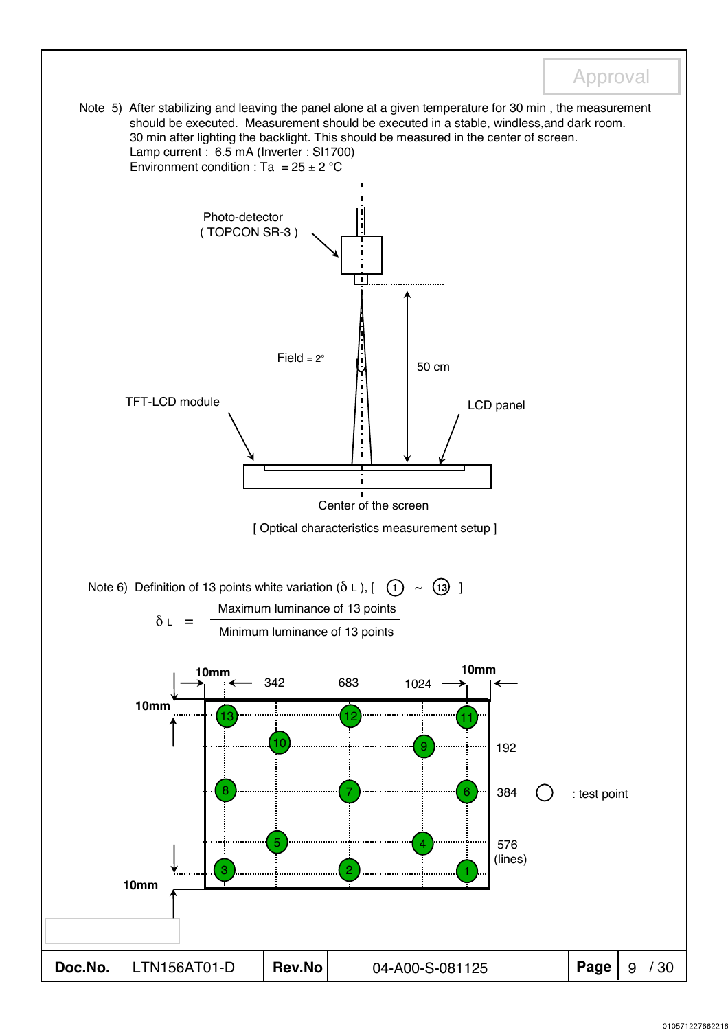Note 5) After stabilizing and leaving the panel alone at a given temperature for 30 min , the measurement should be executed. Measurement should be executed in a stable, windless,and dark room. 30 min after lighting the backlight. This should be measured in the center of screen.
Lamp current : 6.5 mA (Inverter : SI1700)
Environment condition : Ta = 25 ± 2 °C

Photo-detector ( TOPCON SR-3 )

Field = 2°

50 cm

TFT-LCD module

LCD panel

Center of the screen

[ Optical characteristics measurement setup ]

Note 6) Definition of 13 points white variation ($\delta_L$ ), [ ① ~ ⑬ ]

$$\delta_L = \frac{\text{Maximum luminance of 13 points}}{\text{Minimum luminance of 13 points}}$$

10mm 342 683 1024 10mm

10mm

192

384 ○ : test point

576 (lines)

10mm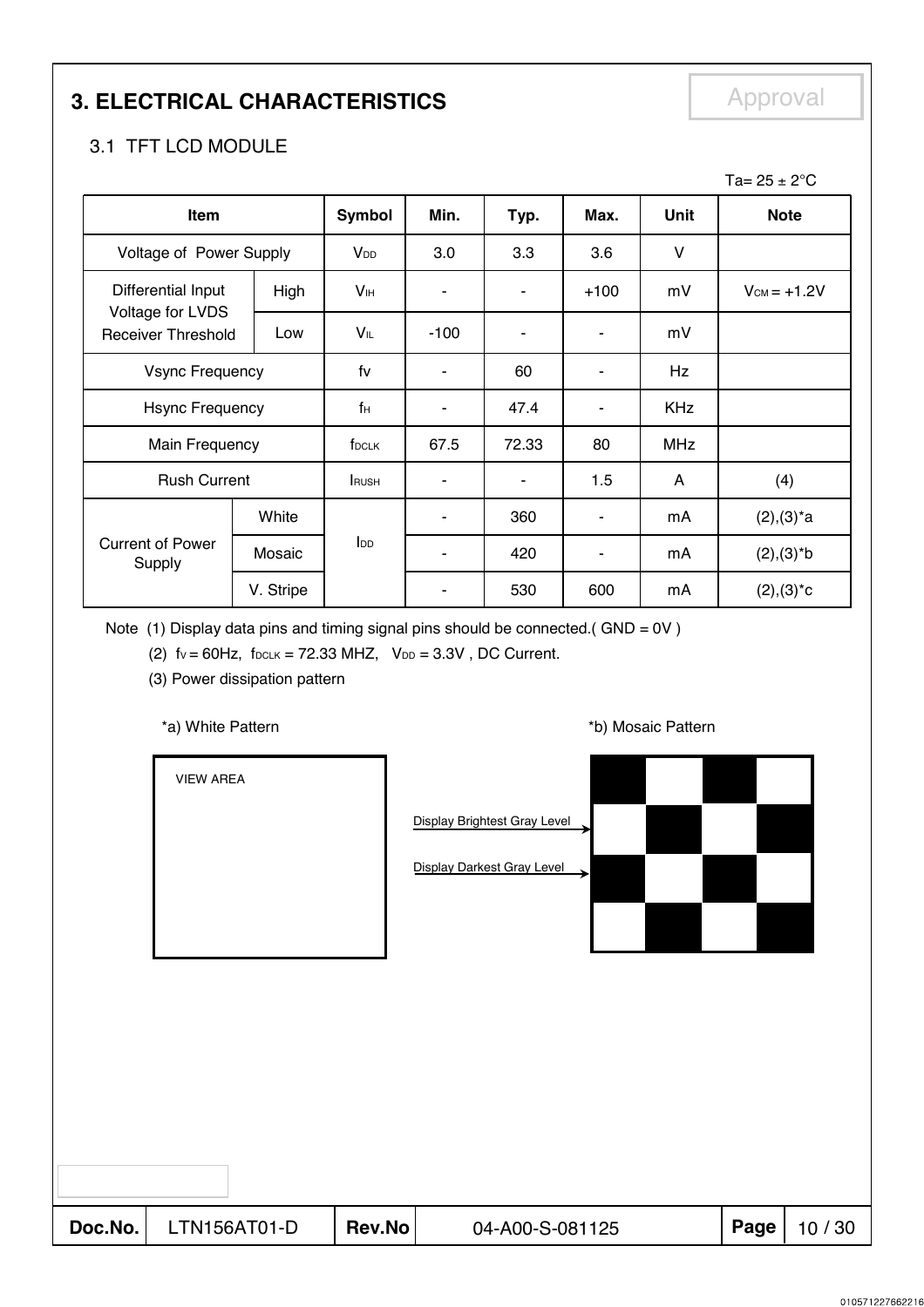# 3. ELECTRICAL CHARACTERISTICS

Approval

## 3.1 TFT LCD MODULE

Ta= 25 ± 2°C

| Item | | Symbol | Min. | Typ. | Max. | Unit | Note |
|---|---|---|---|---|---|---|---|
| Voltage of Power Supply | | $V_{DD}$ | 3.0 | 3.3 | 3.6 | V | |
| Differential Input Voltage for LVDS Receiver Threshold | High | $V_{IH}$ | - | - | +100 | mV | $V_{CM}$ = +1.2V |
| | Low | $V_{IL}$ | -100 | - | - | mV | |
| Vsync Frequency | | fv | - | 60 | - | Hz | |
| Hsync Frequency | | $f_H$ | - | 47.4 | - | KHz | |
| Main Frequency | | $f_{DCLK}$ | 67.5 | 72.33 | 80 | MHz | |
| Rush Current | | $I_{RUSH}$ | - | - | 1.5 | A | (4) |
| Current of Power Supply | White | $I_{DD}$ | - | 360 | - | mA | (2),(3)*a |
| | Mosaic | | - | 420 | - | mA | (2),(3)*b |
| | V. Stripe | | - | 530 | 600 | mA | (2),(3)*c |

Note (1) Display data pins and timing signal pins should be connected.( GND = 0V )

(2) $f_V$ = 60Hz, $f_{DCLK}$ = 72.33 MHZ, $V_{DD}$ = 3.3V , DC Current.

(3) Power dissipation pattern

*a) White Pattern

VIEW AREA

*b) Mosaic Pattern

Display Brightest Gray Level

Display Darkest Gray Level

| Doc.No. | LTN156AT01-D | Rev.No | 04-A00-S-081125 |
|---|---|---|---|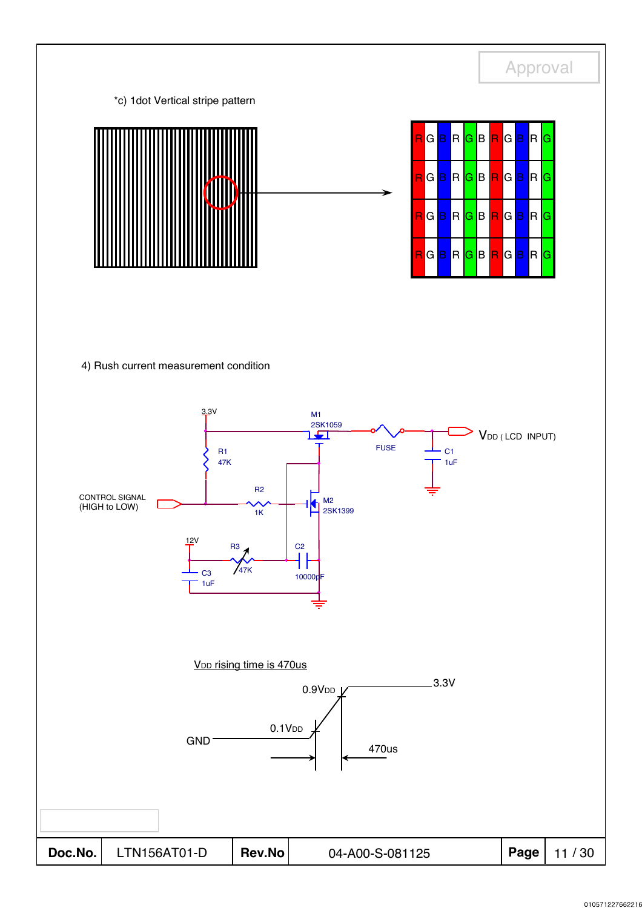*c) 1dot Vertical stripe pattern

| R | G | B | R | G | B | R | G | B | R | G |
|---|---|---|---|---|---|---|---|---|---|---|
| R | G | B | R | G | B | R | G | B | R | G |
| R | G | B | R | G | B | R | G | B | R | G |
| R | G | B | R | G | B | R | G | B | R | G |

4) Rush current measurement condition

3.3V

M1 2SK1059

FUSE

C1 1uF

$V_{DD}$ ( LCD INPUT)

R1 47K

R2 1K

CONTROL SIGNAL (HIGH to LOW)

M2 2SK1399

12V

R3 47K

C2 10000pF

C3 1uF

$V_{DD}$ rising time is 470us

0.9$V_{DD}$

3.3V

0.1$V_{DD}$

GND

470us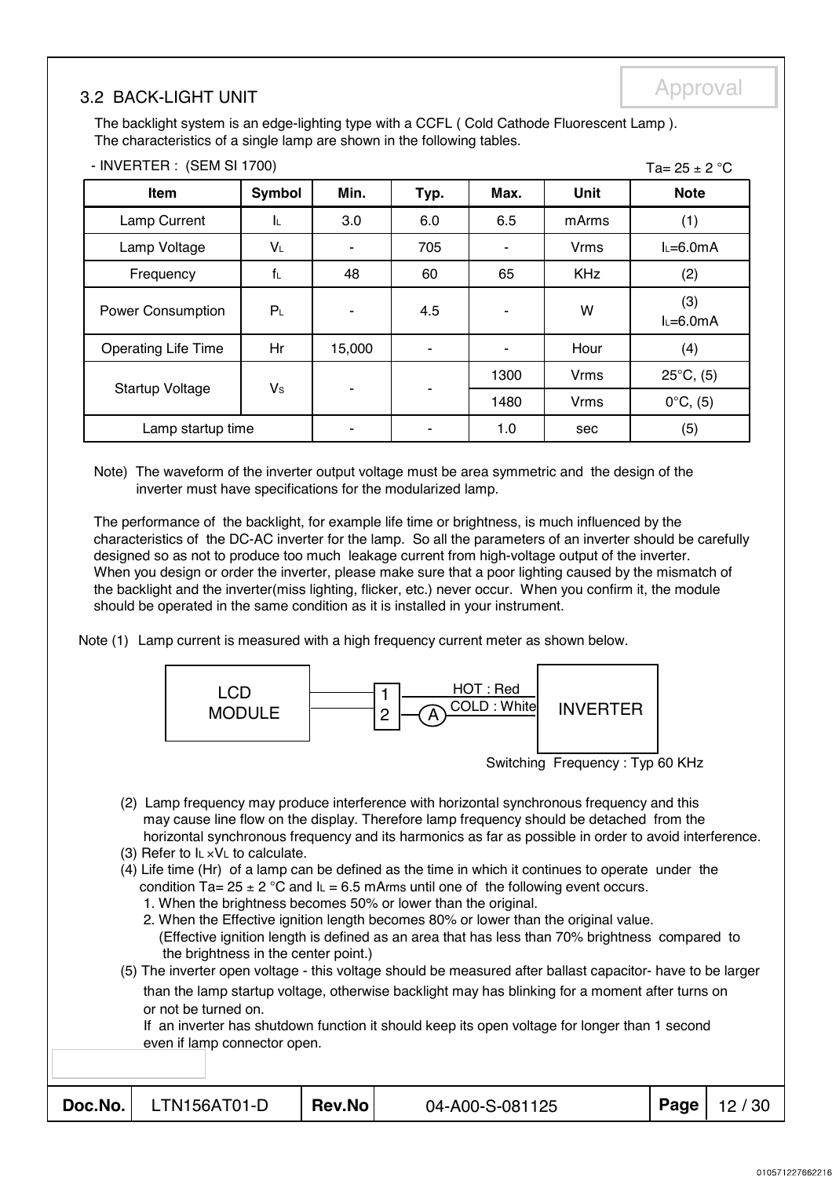## 3.2 BACK-LIGHT UNIT

The backlight system is an edge-lighting type with a CCFL ( Cold Cathode Fluorescent Lamp ).
The characteristics of a single lamp are shown in the following tables.

- INVERTER : (SEM SI 1700) Ta= 25 ± 2 °C

| Item | Symbol | Min. | Typ. | Max. | Unit | Note |
|---|---|---|---|---|---|---|
| Lamp Current | $I_L$ | 3.0 | 6.0 | 6.5 | mArms | (1) |
| Lamp Voltage | $V_L$ | - | 705 | - | Vrms | $I_L$=6.0mA |
| Frequency | $f_L$ | 48 | 60 | 65 | KHz | (2) |
| Power Consumption | $P_L$ | - | 4.5 | - | W | (3) $I_L$=6.0mA |
| Operating Life Time | Hr | 15,000 | - | - | Hour | (4) |
| Startup Voltage | $V_S$ | - | - | 1300 | Vrms | 25°C, (5) |
| | | | | 1480 | Vrms | 0°C, (5) |
| Lamp startup time | | - | - | 1.0 | sec | (5) |

Note) The waveform of the inverter output voltage must be area symmetric and the design of the inverter must have specifications for the modularized lamp.

The performance of the backlight, for example life time or brightness, is much influenced by the characteristics of the DC-AC inverter for the lamp. So all the parameters of an inverter should be carefully designed so as not to produce too much leakage current from high-voltage output of the inverter.
When you design or order the inverter, please make sure that a poor lighting caused by the mismatch of the backlight and the inverter(miss lighting, flicker, etc.) never occur. When you confirm it, the module should be operated in the same condition as it is installed in your instrument.

Note (1) Lamp current is measured with a high frequency current meter as shown below.

LCD MODULE — 1 / 2 — (A) — HOT : Red / COLD : White — INVERTER

Switching Frequency : Typ 60 KHz

(2) Lamp frequency may produce interference with horizontal synchronous frequency and this may cause line flow on the display. Therefore lamp frequency should be detached from the horizontal synchronous frequency and its harmonics as far as possible in order to avoid interference.

(3) Refer to $I_L \times V_L$ to calculate.

(4) Life time (Hr) of a lamp can be defined as the time in which it continues to operate under the condition Ta= 25 ± 2 °C and $I_L$ = 6.5 mArms until one of the following event occurs.
  1. When the brightness becomes 50% or lower than the original.
  2. When the Effective ignition length becomes 80% or lower than the original value.
     (Effective ignition length is defined as an area that has less than 70% brightness compared to the brightness in the center point.)

(5) The inverter open voltage - this voltage should be measured after ballast capacitor- have to be larger than the lamp startup voltage, otherwise backlight may has blinking for a moment after turns on or not be turned on.
If an inverter has shutdown function it should keep its open voltage for longer than 1 second even if lamp connector open.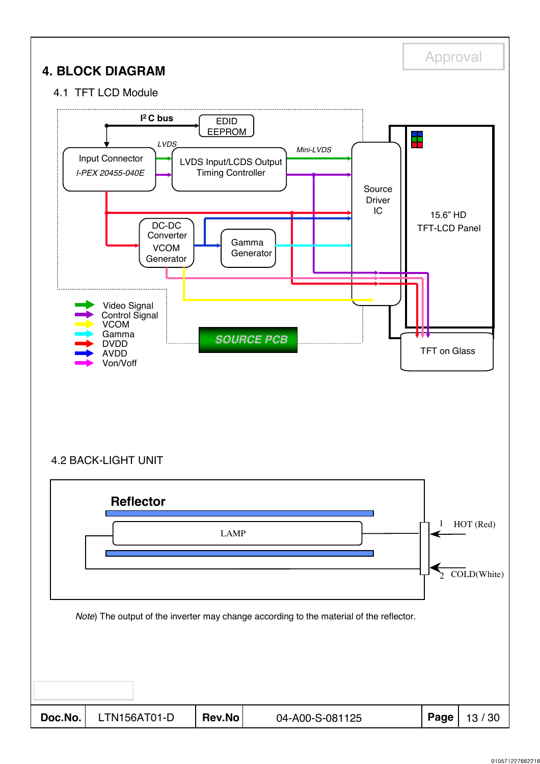# 4. BLOCK DIAGRAM

## 4.1 TFT LCD Module

I² C bus

EDID EEPROM

LVDS

Input Connector
*I-PEX 20455-040E*

LVDS Input/LCDS Output Timing Controller

*Mini-LVDS*

Source Driver IC

15.6" HD TFT-LCD Panel

DC-DC Converter VCOM Generator

Gamma Generator

Video Signal
Control Signal
VCOM
Gamma
DVDD
AVDD
Von/Voff

SOURCE PCB

TFT on Glass

## 4.2 BACK-LIGHT UNIT

**Reflector**

LAMP

1 HOT (Red)

2 COLD(White)

*Note*) The output of the inverter may change according to the material of the reflector.

| Doc.No. | LTN156AT01-D | Rev.No | 04-A00-S-081125 | Page | 13 / 30 |
|---|---|---|---|---|---|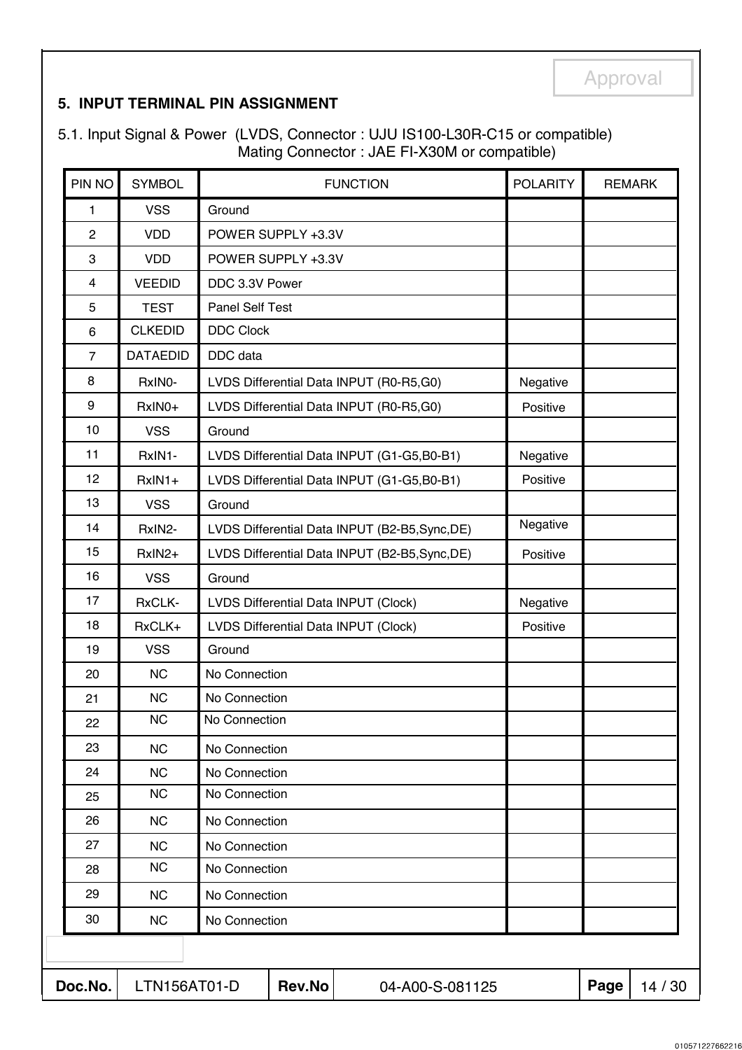## 5. INPUT TERMINAL PIN ASSIGNMENT

5.1. Input Signal & Power (LVDS, Connector : UJU IS100-L30R-C15 or compatible)
Mating Connector : JAE FI-X30M or compatible)

| PIN NO | SYMBOL | FUNCTION | POLARITY | REMARK |
|---|---|---|---|---|
| 1 | VSS | Ground | | |
| 2 | VDD | POWER SUPPLY +3.3V | | |
| 3 | VDD | POWER SUPPLY +3.3V | | |
| 4 | VEEDID | DDC 3.3V Power | | |
| 5 | TEST | Panel Self Test | | |
| 6 | CLKEDID | DDC Clock | | |
| 7 | DATAEDID | DDC data | | |
| 8 | RxIN0- | LVDS Differential Data INPUT (R0-R5,G0) | Negative | |
| 9 | RxIN0+ | LVDS Differential Data INPUT (R0-R5,G0) | Positive | |
| 10 | VSS | Ground | | |
| 11 | RxIN1- | LVDS Differential Data INPUT (G1-G5,B0-B1) | Negative | |
| 12 | RxIN1+ | LVDS Differential Data INPUT (G1-G5,B0-B1) | Positive | |
| 13 | VSS | Ground | | |
| 14 | RxIN2- | LVDS Differential Data INPUT (B2-B5,Sync,DE) | Negative | |
| 15 | RxIN2+ | LVDS Differential Data INPUT (B2-B5,Sync,DE) | Positive | |
| 16 | VSS | Ground | | |
| 17 | RxCLK- | LVDS Differential Data INPUT (Clock) | Negative | |
| 18 | RxCLK+ | LVDS Differential Data INPUT (Clock) | Positive | |
| 19 | VSS | Ground | | |
| 20 | NC | No Connection | | |
| 21 | NC | No Connection | | |
| 22 | NC | No Connection | | |
| 23 | NC | No Connection | | |
| 24 | NC | No Connection | | |
| 25 | NC | No Connection | | |
| 26 | NC | No Connection | | |
| 27 | NC | No Connection | | |
| 28 | NC | No Connection | | |
| 29 | NC | No Connection | | |
| 30 | NC | No Connection | | |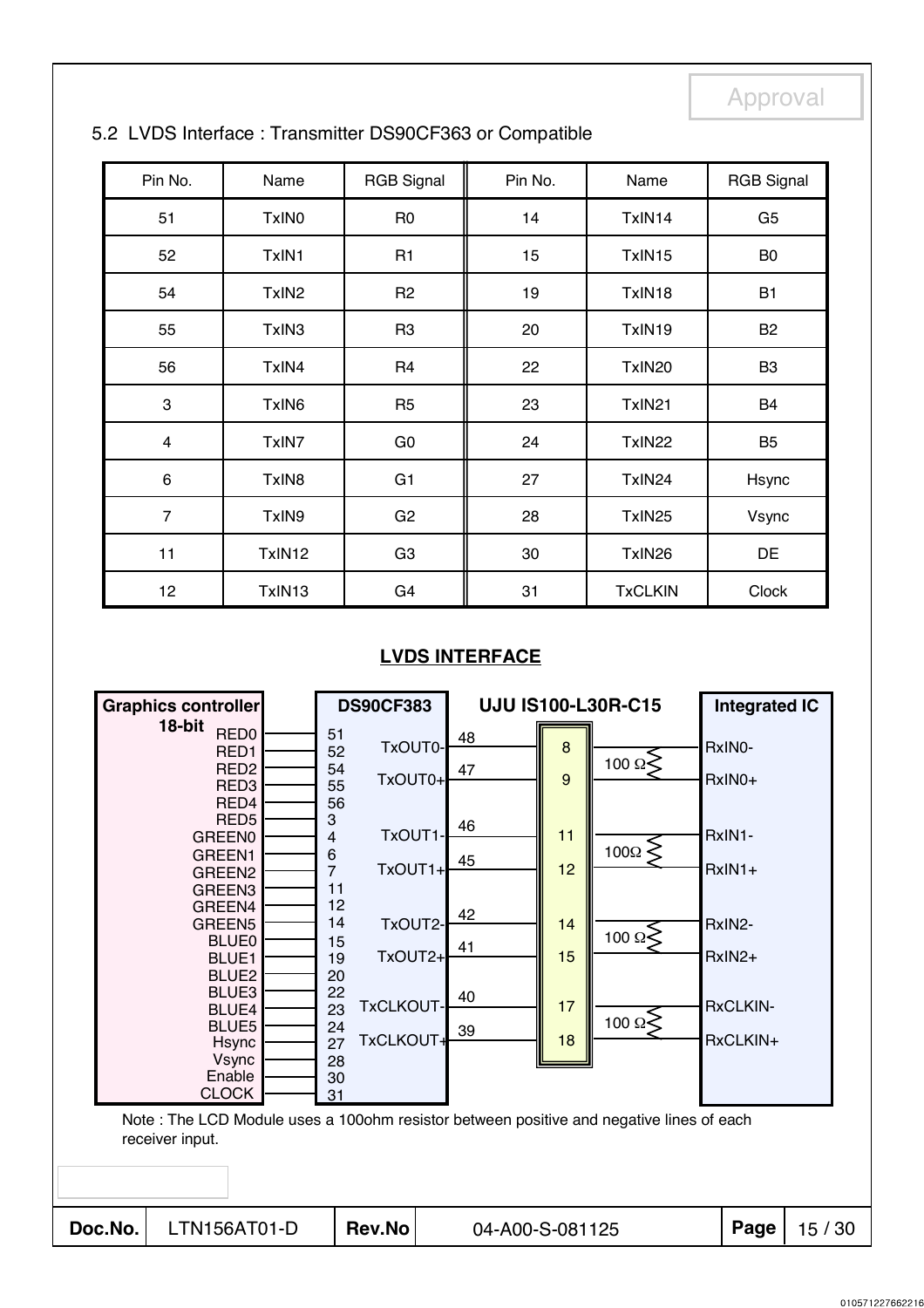## 5.2 LVDS Interface : Transmitter DS90CF363 or Compatible

| Pin No. | Name | RGB Signal | Pin No. | Name | RGB Signal |
|---|---|---|---|---|---|
| 51 | TxIN0 | R0 | 14 | TxIN14 | G5 |
| 52 | TxIN1 | R1 | 15 | TxIN15 | B0 |
| 54 | TxIN2 | R2 | 19 | TxIN18 | B1 |
| 55 | TxIN3 | R3 | 20 | TxIN19 | B2 |
| 56 | TxIN4 | R4 | 22 | TxIN20 | B3 |
| 3 | TxIN6 | R5 | 23 | TxIN21 | B4 |
| 4 | TxIN7 | G0 | 24 | TxIN22 | B5 |
| 6 | TxIN8 | G1 | 27 | TxIN24 | Hsync |
| 7 | TxIN9 | G2 | 28 | TxIN25 | Vsync |
| 11 | TxIN12 | G3 | 30 | TxIN26 | DE |
| 12 | TxIN13 | G4 | 31 | TxCLKIN | Clock |

**LVDS INTERFACE**

| Graphics controller 18-bit | DS90CF383 pin | DS90CF383 output | Output pin | UJU IS100-L30R-C15 | Termination | Integrated IC |
|---|---|---|---|---|---|---|
| RED0 | 51 | TxOUT0- | 48 | 8 | 100 Ω | RxIN0- |
| RED1 | 52 | TxOUT0+ | 47 | 9 | | RxIN0+ |
| RED2 | 54 | TxOUT1- | 46 | 11 | 100Ω | RxIN1- |
| RED3 | 55 | TxOUT1+ | 45 | 12 | | RxIN1+ |
| RED4 | 56 | TxOUT2- | 42 | 14 | 100 Ω | RxIN2- |
| RED5 | 3 | TxOUT2+ | 41 | 15 | | RxIN2+ |
| GREEN0 | 4 | TxCLKOUT- | 40 | 17 | 100 Ω | RxCLKIN- |
| GREEN1 | 6 | TxCLKOUT+ | 39 | 18 | | RxCLKIN+ |
| GREEN2 | 7 | | | | | |
| GREEN3 | 11 | | | | | |
| GREEN4 | 12 | | | | | |
| GREEN5 | 14 | | | | | |
| BLUE0 | 15 | | | | | |
| BLUE1 | 19 | | | | | |
| BLUE2 | 20 | | | | | |
| BLUE3 | 22 | | | | | |
| BLUE4 | 23 | | | | | |
| BLUE5 | 24 | | | | | |
| Hsync | 27 | | | | | |
| Vsync | 28 | | | | | |
| Enable | 30 | | | | | |
| CLOCK | 31 | | | | | |

Note : The LCD Module uses a 100ohm resistor between positive and negative lines of each receiver input.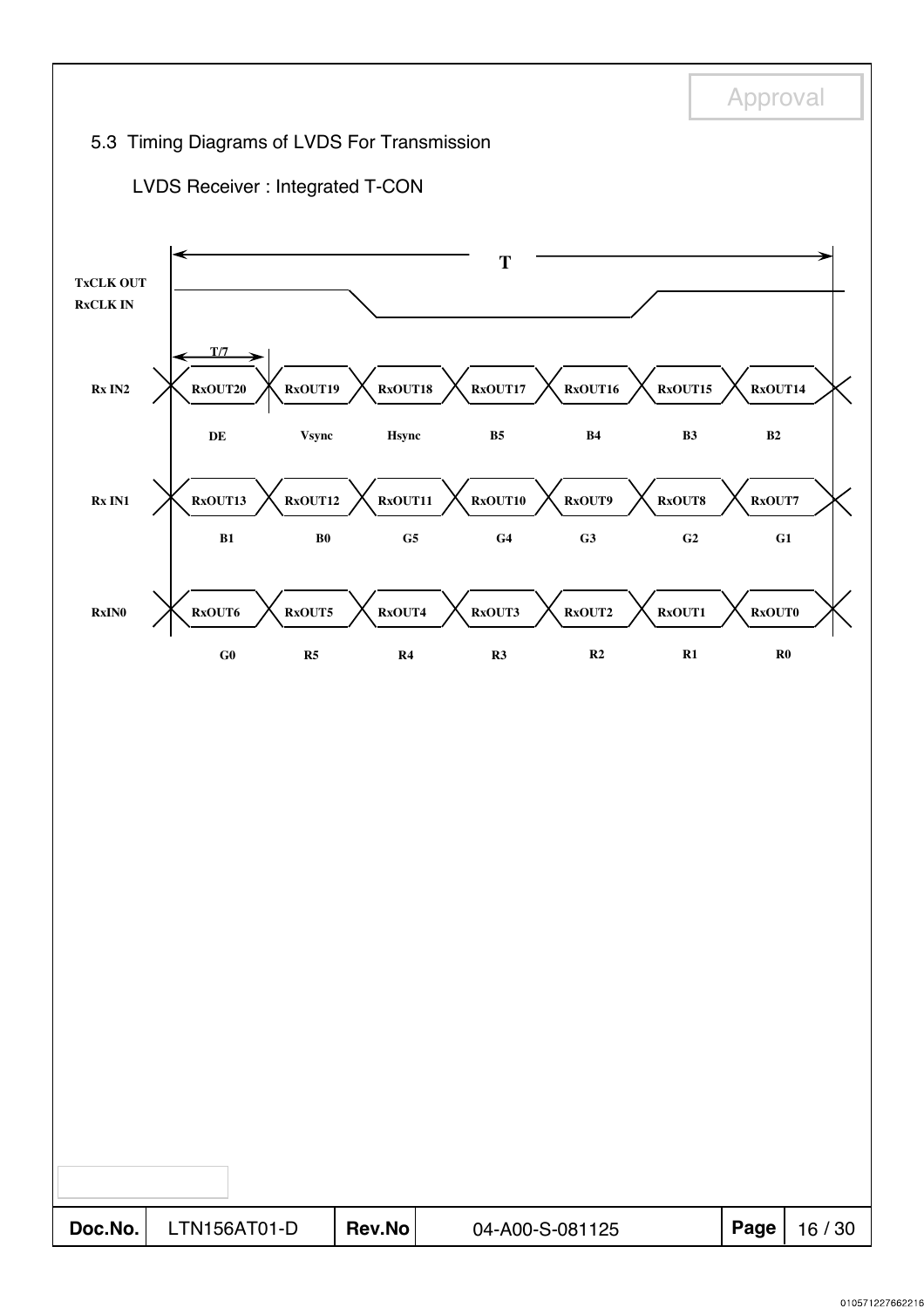## 5.3 Timing Diagrams of LVDS For Transmission

LVDS Receiver : Integrated T-CON

TxCLK OUT
RxCLK IN

T

T/7

| Signal | | | | | | | |
|---|---|---|---|---|---|---|---|
| Rx IN2 | RxOUT20 | RxOUT19 | RxOUT18 | RxOUT17 | RxOUT16 | RxOUT15 | RxOUT14 |
| | DE | Vsync | Hsync | B5 | B4 | B3 | B2 |
| Rx IN1 | RxOUT13 | RxOUT12 | RxOUT11 | RxOUT10 | RxOUT9 | RxOUT8 | RxOUT7 |
| | B1 | B0 | G5 | G4 | G3 | G2 | G1 |
| RxIN0 | RxOUT6 | RxOUT5 | RxOUT4 | RxOUT3 | RxOUT2 | RxOUT1 | RxOUT0 |
| | G0 | R5 | R4 | R3 | R2 | R1 | R0 |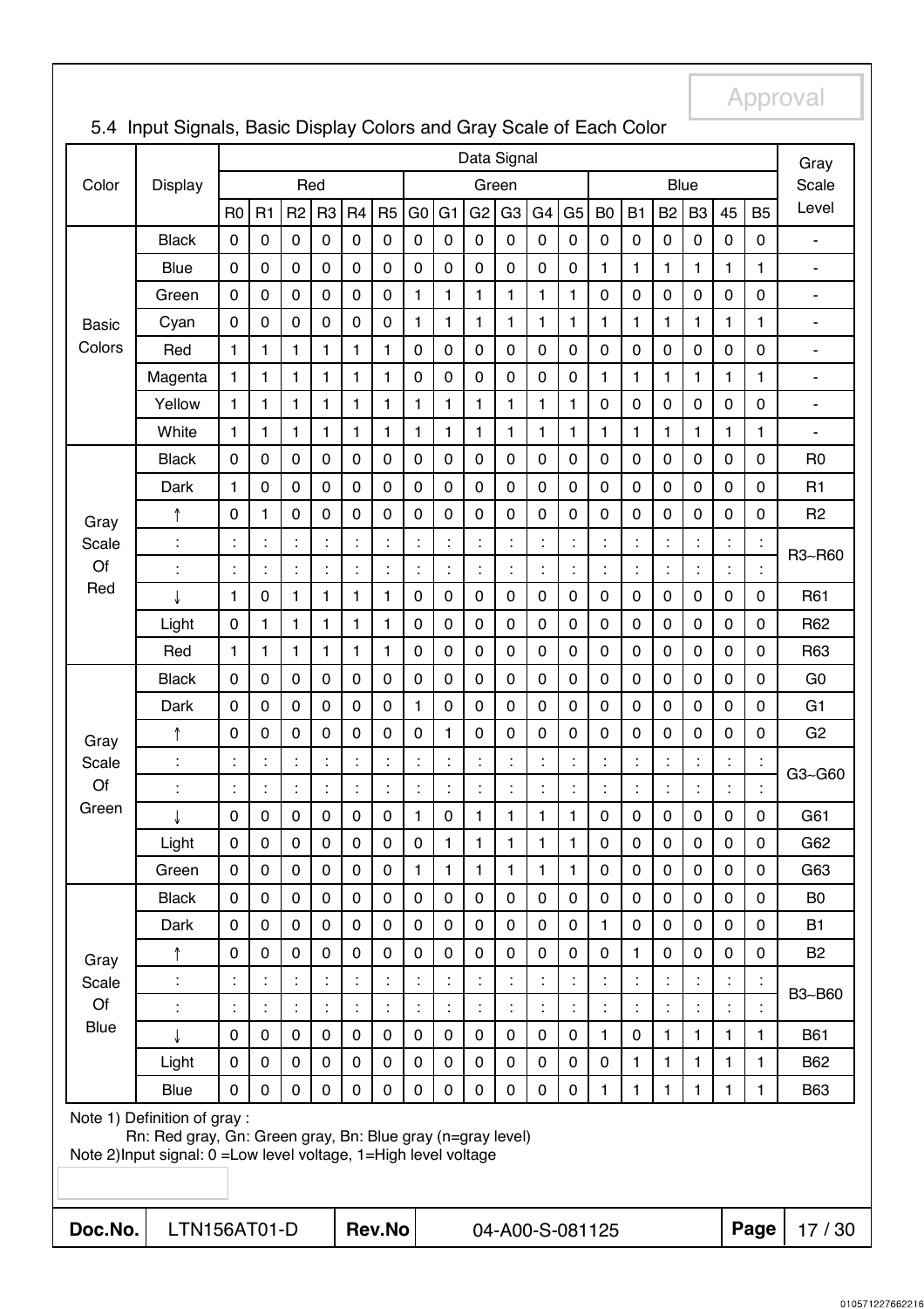## 5.4 Input Signals, Basic Display Colors and Gray Scale of Each Color

| Color | Display | Data Signal | | | | | | | | | | | | | | | | | | Gray Scale Level |
|---|---|---|---|---|---|---|---|---|---|---|---|---|---|---|---|---|---|---|---|---|
| | | Red | | | | | | Green | | | | | | Blue | | | | | | |
| | | R0 | R1 | R2 | R3 | R4 | R5 | G0 | G1 | G2 | G3 | G4 | G5 | B0 | B1 | B2 | B3 | 45 | B5 | |
| Basic Colors | Black | 0 | 0 | 0 | 0 | 0 | 0 | 0 | 0 | 0 | 0 | 0 | 0 | 0 | 0 | 0 | 0 | 0 | 0 | - |
| | Blue | 0 | 0 | 0 | 0 | 0 | 0 | 0 | 0 | 0 | 0 | 0 | 0 | 1 | 1 | 1 | 1 | 1 | 1 | - |
| | Green | 0 | 0 | 0 | 0 | 0 | 0 | 1 | 1 | 1 | 1 | 1 | 1 | 0 | 0 | 0 | 0 | 0 | 0 | - |
| | Cyan | 0 | 0 | 0 | 0 | 0 | 0 | 1 | 1 | 1 | 1 | 1 | 1 | 1 | 1 | 1 | 1 | 1 | 1 | - |
| | Red | 1 | 1 | 1 | 1 | 1 | 1 | 0 | 0 | 0 | 0 | 0 | 0 | 0 | 0 | 0 | 0 | 0 | 0 | - |
| | Magenta | 1 | 1 | 1 | 1 | 1 | 1 | 0 | 0 | 0 | 0 | 0 | 0 | 1 | 1 | 1 | 1 | 1 | 1 | - |
| | Yellow | 1 | 1 | 1 | 1 | 1 | 1 | 1 | 1 | 1 | 1 | 1 | 1 | 0 | 0 | 0 | 0 | 0 | 0 | - |
| | White | 1 | 1 | 1 | 1 | 1 | 1 | 1 | 1 | 1 | 1 | 1 | 1 | 1 | 1 | 1 | 1 | 1 | 1 | - |
| Gray Scale Of Red | Black | 0 | 0 | 0 | 0 | 0 | 0 | 0 | 0 | 0 | 0 | 0 | 0 | 0 | 0 | 0 | 0 | 0 | 0 | R0 |
| | Dark | 1 | 0 | 0 | 0 | 0 | 0 | 0 | 0 | 0 | 0 | 0 | 0 | 0 | 0 | 0 | 0 | 0 | 0 | R1 |
| | ↑ | 0 | 1 | 0 | 0 | 0 | 0 | 0 | 0 | 0 | 0 | 0 | 0 | 0 | 0 | 0 | 0 | 0 | 0 | R2 |
| | : | : | : | : | : | : | : | : | : | : | : | : | : | : | : | : | : | : | : | R3~R60 |
| | : | : | : | : | : | : | : | : | : | : | : | : | : | : | : | : | : | : | : | |
| | ↓ | 1 | 0 | 1 | 1 | 1 | 1 | 0 | 0 | 0 | 0 | 0 | 0 | 0 | 0 | 0 | 0 | 0 | 0 | R61 |
| | Light | 0 | 1 | 1 | 1 | 1 | 1 | 0 | 0 | 0 | 0 | 0 | 0 | 0 | 0 | 0 | 0 | 0 | 0 | R62 |
| | Red | 1 | 1 | 1 | 1 | 1 | 1 | 0 | 0 | 0 | 0 | 0 | 0 | 0 | 0 | 0 | 0 | 0 | 0 | R63 |
| Gray Scale Of Green | Black | 0 | 0 | 0 | 0 | 0 | 0 | 0 | 0 | 0 | 0 | 0 | 0 | 0 | 0 | 0 | 0 | 0 | 0 | G0 |
| | Dark | 0 | 0 | 0 | 0 | 0 | 0 | 1 | 0 | 0 | 0 | 0 | 0 | 0 | 0 | 0 | 0 | 0 | 0 | G1 |
| | ↑ | 0 | 0 | 0 | 0 | 0 | 0 | 0 | 1 | 0 | 0 | 0 | 0 | 0 | 0 | 0 | 0 | 0 | 0 | G2 |
| | : | : | : | : | : | : | : | : | : | : | : | : | : | : | : | : | : | : | : | G3~G60 |
| | : | : | : | : | : | : | : | : | : | : | : | : | : | : | : | : | : | : | : | |
| | ↓ | 0 | 0 | 0 | 0 | 0 | 0 | 1 | 0 | 1 | 1 | 1 | 1 | 0 | 0 | 0 | 0 | 0 | 0 | G61 |
| | Light | 0 | 0 | 0 | 0 | 0 | 0 | 0 | 1 | 1 | 1 | 1 | 1 | 0 | 0 | 0 | 0 | 0 | 0 | G62 |
| | Green | 0 | 0 | 0 | 0 | 0 | 0 | 1 | 1 | 1 | 1 | 1 | 1 | 0 | 0 | 0 | 0 | 0 | 0 | G63 |
| Gray Scale Of Blue | Black | 0 | 0 | 0 | 0 | 0 | 0 | 0 | 0 | 0 | 0 | 0 | 0 | 0 | 0 | 0 | 0 | 0 | 0 | B0 |
| | Dark | 0 | 0 | 0 | 0 | 0 | 0 | 0 | 0 | 0 | 0 | 0 | 0 | 1 | 0 | 0 | 0 | 0 | 0 | B1 |
| | ↑ | 0 | 0 | 0 | 0 | 0 | 0 | 0 | 0 | 0 | 0 | 0 | 0 | 0 | 1 | 0 | 0 | 0 | 0 | B2 |
| | : | : | : | : | : | : | : | : | : | : | : | : | : | : | : | : | : | : | : | B3~B60 |
| | : | : | : | : | : | : | : | : | : | : | : | : | : | : | : | : | : | : | : | |
| | ↓ | 0 | 0 | 0 | 0 | 0 | 0 | 0 | 0 | 0 | 0 | 0 | 0 | 1 | 0 | 1 | 1 | 1 | 1 | B61 |
| | Light | 0 | 0 | 0 | 0 | 0 | 0 | 0 | 0 | 0 | 0 | 0 | 0 | 0 | 1 | 1 | 1 | 1 | 1 | B62 |
| | Blue | 0 | 0 | 0 | 0 | 0 | 0 | 0 | 0 | 0 | 0 | 0 | 0 | 1 | 1 | 1 | 1 | 1 | 1 | B63 |

Note 1) Definition of gray :
 Rn: Red gray, Gn: Green gray, Bn: Blue gray (n=gray level)

Note 2)Input signal: 0 =Low level voltage, 1=High level voltage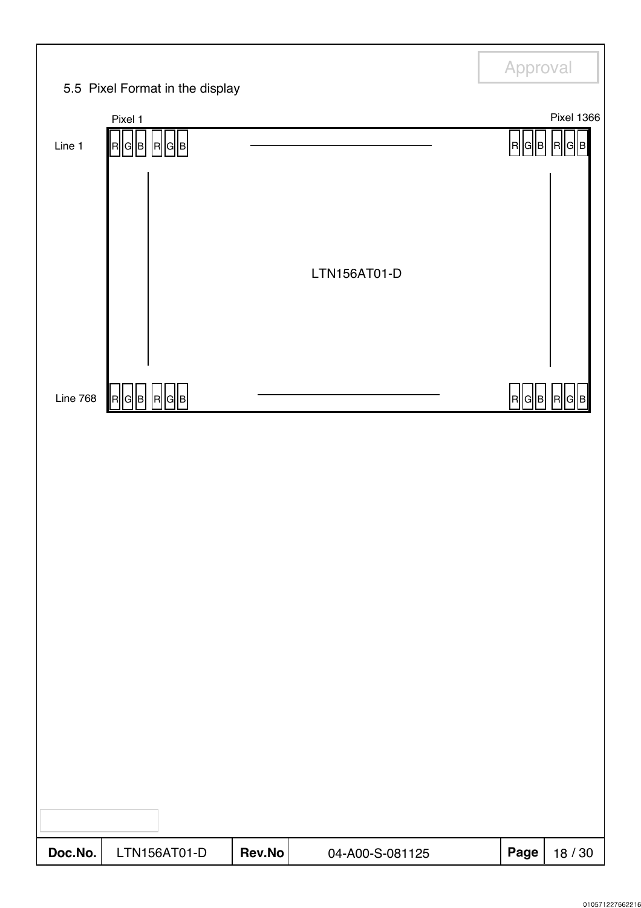## 5.5 Pixel Format in the display

Pixel 1 | Pixel 1366

Line 1: R G B R G B ———— R G B R G B

LTN156AT01-D

Line 768: R G B R G B ———— R G B R G B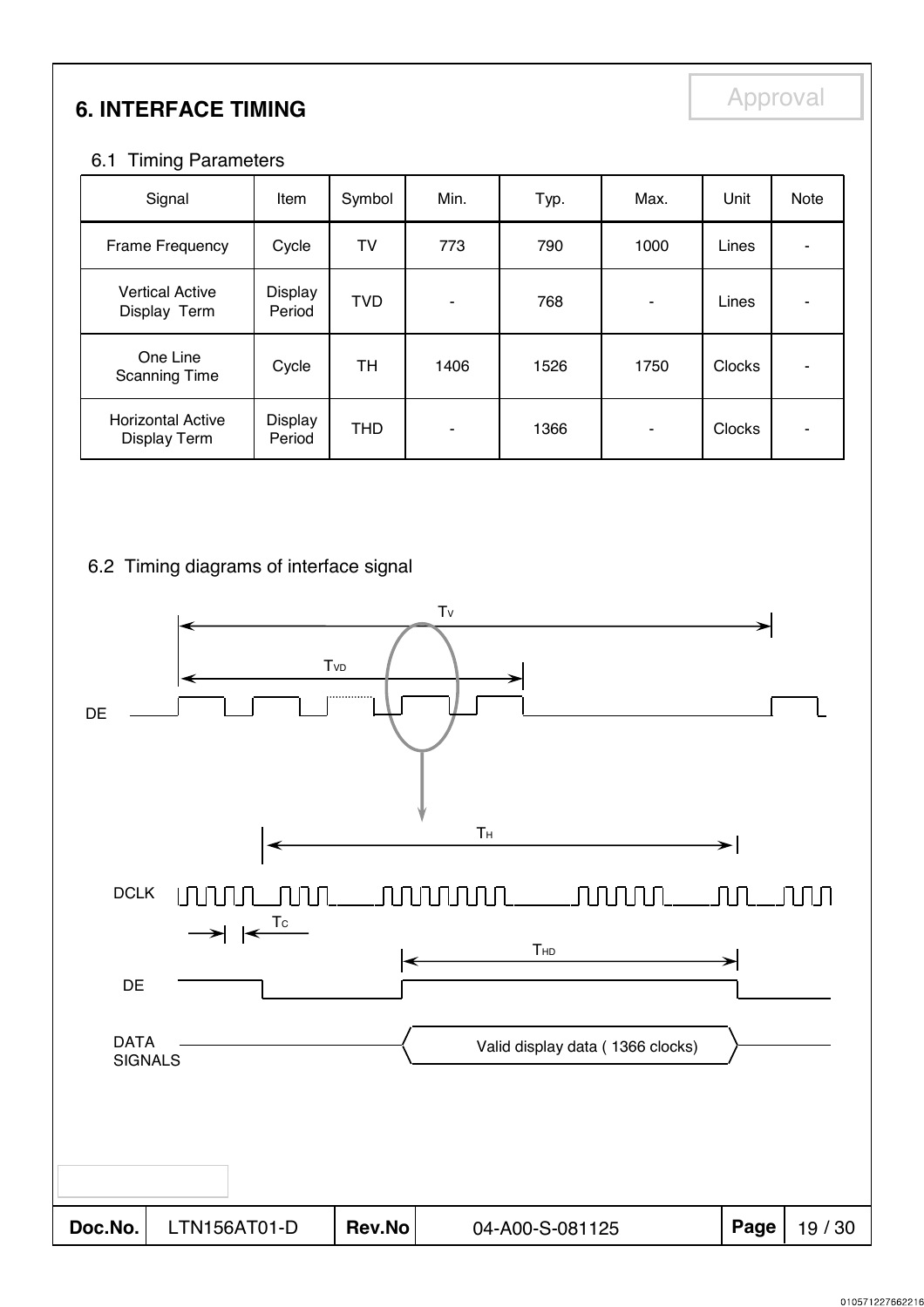## 6. INTERFACE TIMING

### 6.1 Timing Parameters

| Signal | Item | Symbol | Min. | Typ. | Max. | Unit | Note |
|---|---|---|---|---|---|---|---|
| Frame Frequency | Cycle | TV | 773 | 790 | 1000 | Lines | - |
| Vertical Active Display Term | Display Period | TVD | - | 768 | - | Lines | - |
| One Line Scanning Time | Cycle | TH | 1406 | 1526 | 1750 | Clocks | - |
| Horizontal Active Display Term | Display Period | THD | - | 1366 | - | Clocks | - |

### 6.2 Timing diagrams of interface signal

$T_V$

$T_{VD}$

DE

$T_H$

DCLK

$T_C$

$T_{HD}$

DE

DATA SIGNALS

Valid display data ( 1366 clocks)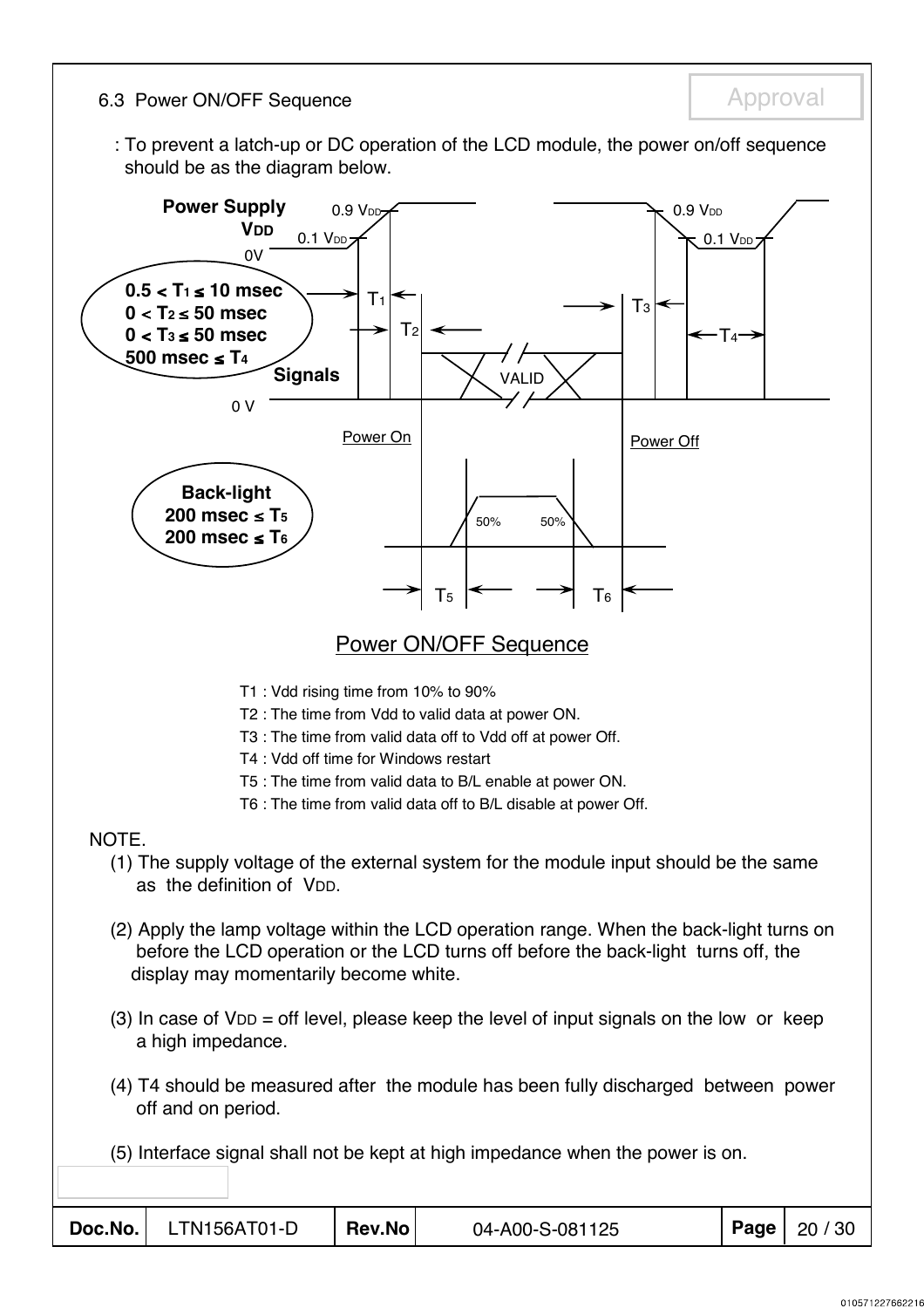## 6.3 Power ON/OFF Sequence

: To prevent a latch-up or DC operation of the LCD module, the power on/off sequence should be as the diagram below.

**Power Supply** $V_{DD}$

**Signals**

$0.5 < T_1 \le 10$ msec
$0 < T_2 \le 50$ msec
$0 < T_3 \le 50$ msec
$500$ msec $\le T_4$

**Back-light**
$200$ msec $\le T_5$
$200$ msec $\le T_6$

Power ON/OFF Sequence

T1 : Vdd rising time from 10% to 90%
T2 : The time from Vdd to valid data at power ON.
T3 : The time from valid data off to Vdd off at power Off.
T4 : Vdd off time for Windows restart
T5 : The time from valid data to B/L enable at power ON.
T6 : The time from valid data off to B/L disable at power Off.

NOTE.

(1) The supply voltage of the external system for the module input should be the same as the definition of $V_{DD}$.

(2) Apply the lamp voltage within the LCD operation range. When the back-light turns on before the LCD operation or the LCD turns off before the back-light turns off, the display may momentarily become white.

(3) In case of $V_{DD}$ = off level, please keep the level of input signals on the low or keep a high impedance.

(4) T4 should be measured after the module has been fully discharged between power off and on period.

(5) Interface signal shall not be kept at high impedance when the power is on.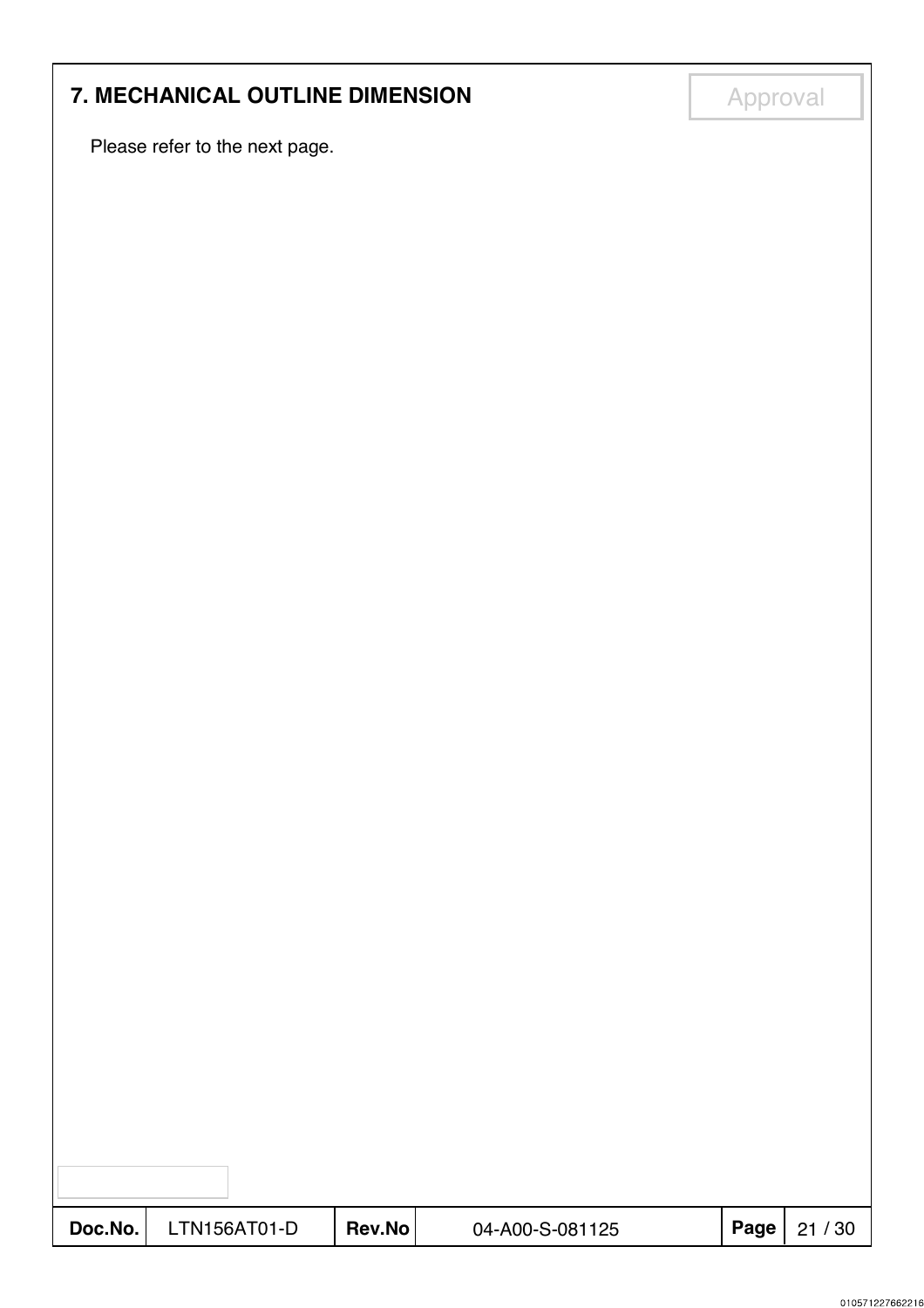## 7. MECHANICAL OUTLINE DIMENSION

Approval

Please refer to the next page.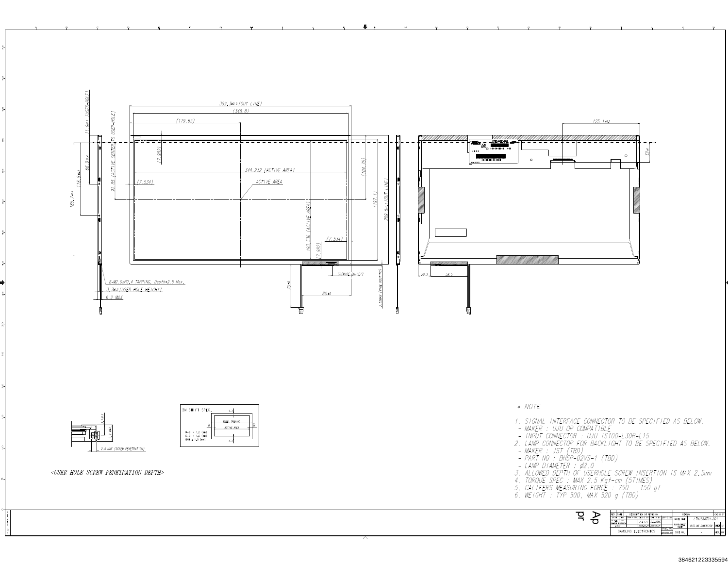<USER HOLE SCREW PENETRATION DEPTH>

\* NOTE

1. SIGNAL INTERFACE CONNECTOR TO BE SPECIFIED AS BELOW.
   - MAKER : UJU OR COMPATIBLE
   - INPUT CONNECTOR : UJU IS100-L30R-L15
2. LAMP CONNECTOR FOR BACKLIGHT TO BE SPECIFIED AS BELOW.
   - MAKER : JST (TBD)
   - PART NO : BHSR-02VS-1 (TBD)
   - LAMP DIAMETER : Ø2.0
3. ALLOWED DEPTH OF USERHOLE SCREW INSERTION IS MAX 2.5mm
4. TORQUE SPEC : MAX 2.5 Kgf-cm (5TIMES)
5. CALIFERS MEASURING FORCE : 750   150 gf
6. WEIGHT : TYP 500, MAX 520 g (TBD)

MODEL NAME: LTN156AT01-001

OUTLINE DIMENSION

SAMSUNG ELECTRONICS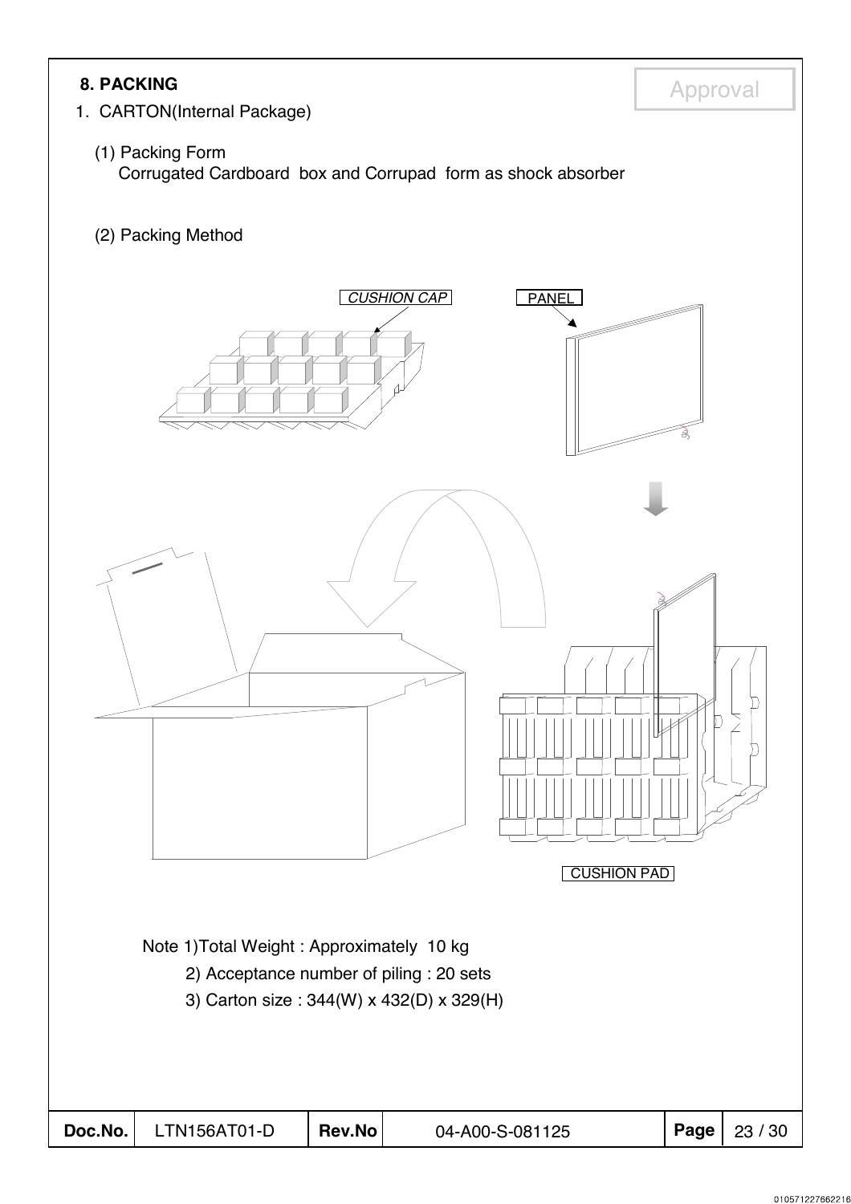## 8. PACKING

1. CARTON(Internal Package)

(1) Packing Form

Corrugated Cardboard box and Corrupad form as shock absorber

(2) Packing Method

CUSHION CAP

PANEL

CUSHION PAD

Note 1)Total Weight : Approximately 10 kg

2) Acceptance number of piling : 20 sets

3) Carton size : 344(W) x 432(D) x 329(H)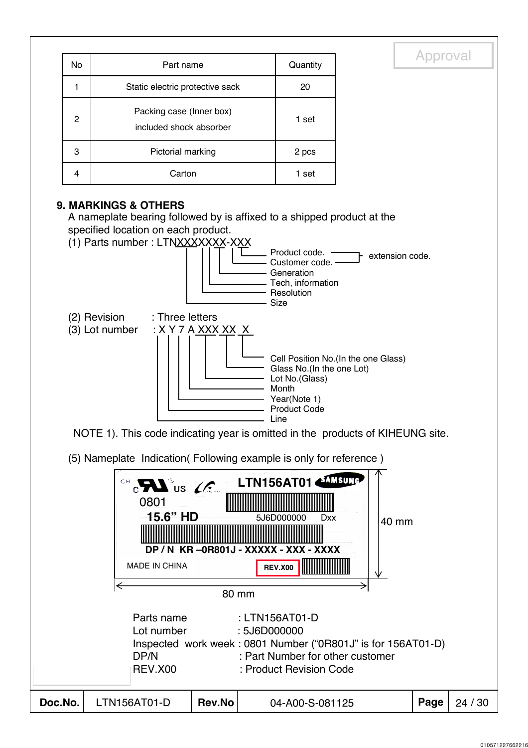| No | Part name | Quantity |
|---|---|---|
| 1 | Static electric protective sack | 20 |
| 2 | Packing case (Inner box) included shock absorber | 1 set |
| 3 | Pictorial marking | 2 pcs |
| 4 | Carton | 1 set |

## 9. MARKINGS & OTHERS

A nameplate bearing followed by is affixed to a shipped product at the specified location on each product.

(1) Parts number : LTNXXXXXXX-XXX

- Product code. — extension code.
- Customer code. — extension code.
- Generation
- Tech, information
- Resolution
- Size

(2) Revision : Three letters

(3) Lot number : X Y 7 A XXX XX X

- Cell Position No.(In the one Glass)
- Glass No.(In the one Lot)
- Lot No.(Glass)
- Month
- Year(Note 1)
- Product Code
- Line

NOTE 1). This code indicating year is omitted in the products of KIHEUNG site.

(5) Nameplate Indication( Following example is only for reference )

CH
c US
LTN156AT01 SAMSUNG
0801
15.6" HD
5J6D000000 Dxx
DP / N KR –0R801J - XXXXX - XXX - XXXX
MADE IN CHINA
REV.X00
40 mm
80 mm

Parts name : LTN156AT01-D
Lot number : 5J6D000000
Inspected work week : 0801 Number ("0R801J" is for 156AT01-D)
DP/N : Part Number for other customer
REV.X00 : Product Revision Code

| Doc.No. | LTN156AT01-D | Rev.No | 04-A00-S-081125 |
|---|---|---|---|